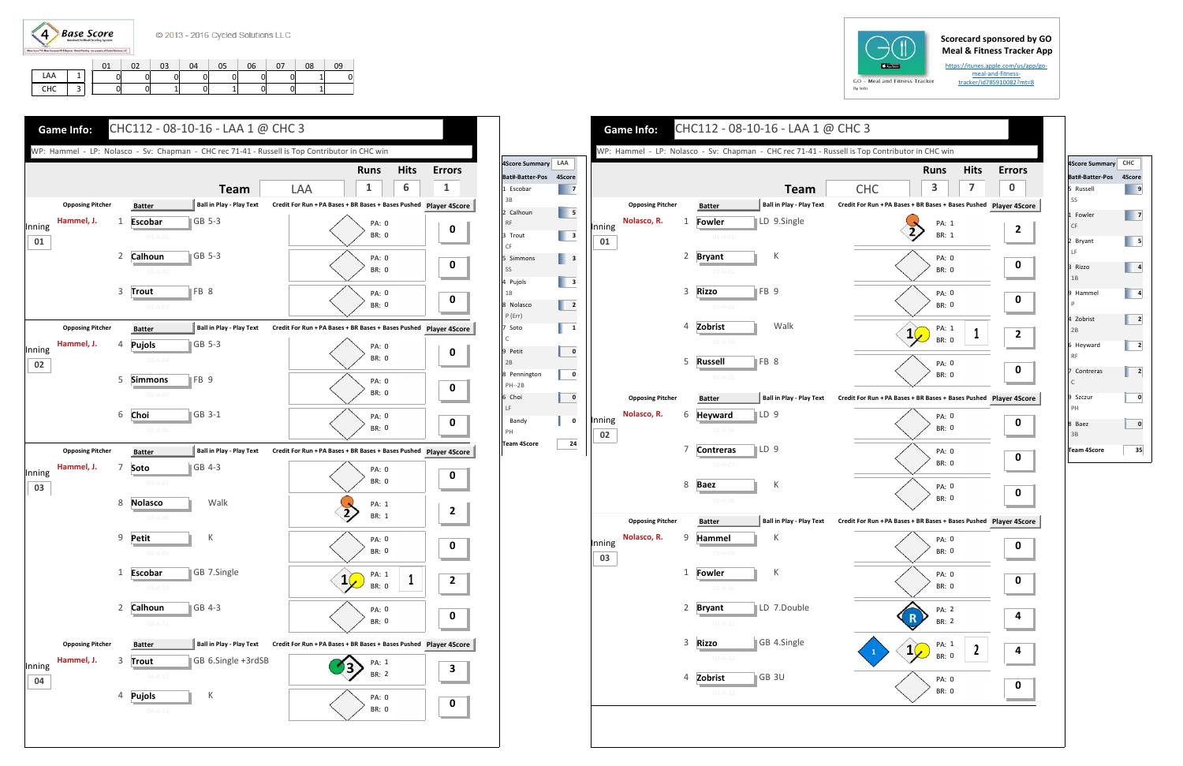4 Base Score

© 2013 - 2016 Cycled Solutions LLC

| | | 01 | 02 | 03 | 04 | 05 | 06 | 07 | 08 | 09 |
|---|---|---|---|---|---|---|---|---|---|---|
| LAA | 1 | 0 | 0 | 0 | 0 | 0 | 0 | 0 | 1 | 0 |
| CHC | 3 | 0 | 0 | 1 | 0 | 1 | 0 | 0 | 1 | |

Scorecard sponsored by GO Meal & Fitness Tracker App

https://itunes.apple.com/us/app/go-meal-and-fitness-tracker/id785910082?mt=8

GO - Meal and Fitness Tracker

## Game Info: CHC112 - 08-10-16 - LAA 1 @ CHC 3

WP: Hammel - LP: Nolasco - Sv: Chapman - CHC rec 71-41 - Russell is Top Contributor in CHC win

### Team: LAA — Runs 1, Hits 6, Errors 1

| Inning | Opposing Pitcher | # | Batter | Ball in Play - Play Text | PA | BR | Credit For Run | Player 4Score |
|---|---|---|---|---|---|---|---|---|
| 01 | Hammel, J. | 1 | Escobar | GB 5-3 | 0 | 0 | | 0 |
| | | 2 | Calhoun | GB 5-3 | 0 | 0 | | 0 |
| | | 3 | Trout | FB 8 | 0 | 0 | | 0 |
| 02 | Hammel, J. | 4 | Pujols | GB 5-3 | 0 | 0 | | 0 |
| | | 5 | Simmons | FB 9 | 0 | 0 | | 0 |
| | | 6 | Choi | GB 3-1 | 0 | 0 | | 0 |
| 03 | Hammel, J. | 7 | Soto | GB 4-3 | 0 | 0 | | 0 |
| | | 8 | Nolasco | Walk | 1 | 1 | | 2 |
| | | 9 | Petit | K | 0 | 0 | | 0 |
| | | 1 | Escobar | GB 7.Single | 1 | 0 | 1 | 2 |
| | | 2 | Calhoun | GB 4-3 | 0 | 0 | | 0 |
| 04 | Hammel, J. | 3 | Trout | GB 6.Single +3rdSB | 1 | 2 | | 3 |
| | | 4 | Pujols | K | 0 | 0 | | 0 |

### 4Score Summary — LAA

| Bat#-Batter-Pos | 4Score |
|---|---|
| 1 Escobar 3B | 7 |
| 2 Calhoun RF | 5 |
| 3 Trout CF | 3 |
| 5 Simmons SS | 3 |
| 4 Pujols 1B | 3 |
| 8 Nolasco P (Err) | 2 |
| 7 Soto C | 1 |
| 9 Petit 2B | 0 |
| 8 Pennington PH--2B | 0 |
| 6 Choi LF | 0 |
| Bandy PH | 0 |
| Team 4Score | 24 |

## Game Info: CHC112 - 08-10-16 - LAA 1 @ CHC 3

WP: Hammel - LP: Nolasco - Sv: Chapman - CHC rec 71-41 - Russell is Top Contributor in CHC win

### Team: CHC — Runs 3, Hits 7, Errors 0

| Inning | Opposing Pitcher | # | Batter | Ball in Play - Play Text | PA | BR | Credit For Run | Player 4Score |
|---|---|---|---|---|---|---|---|---|
| 01 | Nolasco, R. | 1 | Fowler | LD 9.Single | 1 | 1 | | 2 |
| | | 2 | Bryant | K | 0 | 0 | | 0 |
| | | 3 | Rizzo | FB 9 | 0 | 0 | | 0 |
| | | 4 | Zobrist | Walk | 1 | 0 | 1 | 2 |
| | | 5 | Russell | FB 8 | 0 | 0 | | 0 |
| 02 | Nolasco, R. | 6 | Heyward | LD 9 | 0 | 0 | | 0 |
| | | 7 | Contreras | LD 9 | 0 | 0 | | 0 |
| | | 8 | Baez | K | 0 | 0 | | 0 |
| 03 | Nolasco, R. | 9 | Hammel | K | 0 | 0 | | 0 |
| | | 1 | Fowler | K | 0 | 0 | | 0 |
| | | 2 | Bryant | LD 7.Double | 2 | 2 | | 4 |
| | | 3 | Rizzo | GB 4.Single | 1 | 0 | 2 | 4 |
| | | 4 | Zobrist | GB 3U | 0 | 0 | | 0 |

### 4Score Summary — CHC

| Bat#-Batter-Pos | 4Score |
|---|---|
| 5 Russell SS | 9 |
| 1 Fowler CF | 7 |
| 2 Bryant LF | 5 |
| 3 Rizzo 1B | 4 |
| 9 Hammel P | 4 |
| 4 Zobrist 2B | 2 |
| 6 Heyward RF | 2 |
| 7 Contreras C | 2 |
| 9 Szczur PH | 0 |
| 8 Baez 3B | 0 |
| Team 4Score | 35 |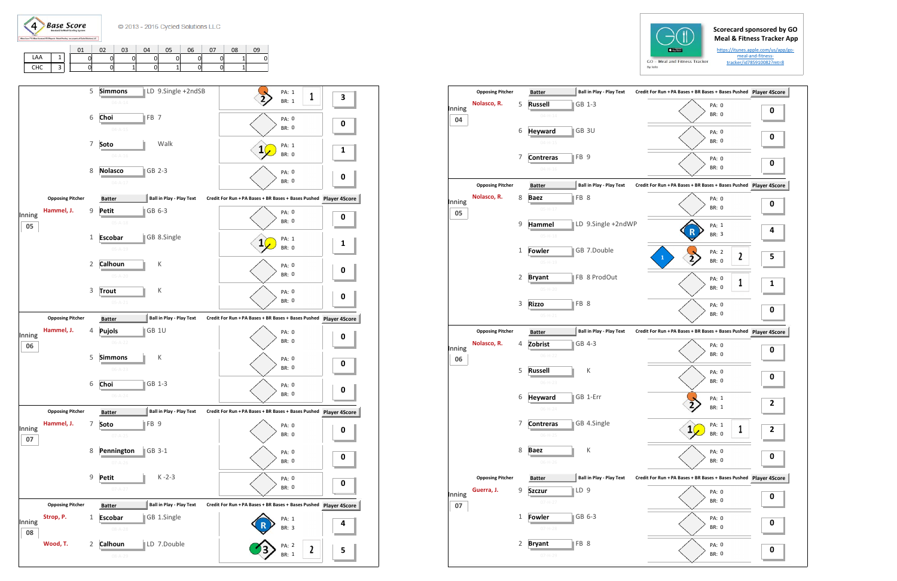4 Base Score

© 2013 - 2016 Cycled Solutions LLC

| | | 01 | 02 | 03 | 04 | 05 | 06 | 07 | 08 | 09 |
|---|---|---|---|---|---|---|---|---|---|---|
| LAA | 1 | 0 | 0 | 0 | 0 | 0 | 0 | 0 | 1 | 0 |
| CHC | 3 | 0 | 0 | 1 | 0 | 1 | 0 | 0 | 1 | |

Scorecard sponsored by GO Meal & Fitness Tracker App

https://itunes.apple.com/us/app/go-meal-and-fitness-tracker/id785910082?mt=8

| Inning | Opposing Pitcher | # | Batter | Ball in Play - Play Text | Credit For Run + PA Bases + BR Bases + Bases Pushed | | | Player 4Score |
|---|---|---|---|---|---|---|---|---|
| | | 5 | Simmons | LD 9.Single +2ndSB | 2 | PA: 1 BR: 1 | 1 | 3 |
| | | 6 | Choi | FB 7 | | PA: 0 BR: 0 | | 0 |
| | | 7 | Soto | Walk | 1 | PA: 1 BR: 0 | | 1 |
| | | 8 | Nolasco | GB 2-3 | | PA: 0 BR: 0 | | 0 |
| 05 | Hammel, J. | 9 | Petit | GB 6-3 | | PA: 0 BR: 0 | | 0 |
| | | 1 | Escobar | GB 8.Single | 1 | PA: 1 BR: 0 | | 1 |
| | | 2 | Calhoun | K | | PA: 0 BR: 0 | | 0 |
| | | 3 | Trout | K | | PA: 0 BR: 0 | | 0 |
| 06 | Hammel, J. | 4 | Pujols | GB 1U | | PA: 0 BR: 0 | | 0 |
| | | 5 | Simmons | K | | PA: 0 BR: 0 | | 0 |
| | | 6 | Choi | GB 1-3 | | PA: 0 BR: 0 | | 0 |
| 07 | Hammel, J. | 7 | Soto | FB 9 | | PA: 0 BR: 0 | | 0 |
| | | 8 | Pennington | GB 3-1 | | PA: 0 BR: 0 | | 0 |
| | | 9 | Petit | K -2-3 | | PA: 0 BR: 0 | | 0 |
| 08 | Strop, P. | 1 | Escobar | GB 1.Single | R | PA: 1 BR: 3 | | 4 |
| | Wood, T. | 2 | Calhoun | LD 7.Double | 3 | PA: 2 BR: 1 | 2 | 5 |

| Inning | Opposing Pitcher | # | Batter | Ball in Play - Play Text | Credit For Run + PA Bases + BR Bases + Bases Pushed | | | Player 4Score |
|---|---|---|---|---|---|---|---|---|
| 04 | Nolasco, R. | 5 | Russell | GB 1-3 | | PA: 0 BR: 0 | | 0 |
| | | 6 | Heyward | GB 3U | | PA: 0 BR: 0 | | 0 |
| | | 7 | Contreras | FB 9 | | PA: 0 BR: 0 | | 0 |
| 05 | Nolasco, R. | 8 | Baez | FB 8 | | PA: 0 BR: 0 | | 0 |
| | | 9 | Hammel | LD 9.Single +2ndWP | R | PA: 1 BR: 3 | | 4 |
| | | 1 | Fowler | GB 7.Double | 1 2 | PA: 2 BR: 0 | 2 | 5 |
| | | 2 | Bryant | FB 8 ProdOut | | PA: 0 BR: 0 | 1 | 1 |
| | | 3 | Rizzo | FB 8 | | PA: 0 BR: 0 | | 0 |
| 06 | Nolasco, R. | 4 | Zobrist | GB 4-3 | | PA: 0 BR: 0 | | 0 |
| | | 5 | Russell | K | | PA: 0 BR: 0 | | 0 |
| | | 6 | Heyward | GB 1-Err | 2 | PA: 1 BR: 1 | | 2 |
| | | 7 | Contreras | GB 4.Single | 1 | PA: 1 BR: 0 | 1 | 2 |
| | | 8 | Baez | K | | PA: 0 BR: 0 | | 0 |
| 07 | Guerra, J. | 9 | Szczur | LD 9 | | PA: 0 BR: 0 | | 0 |
| | | 1 | Fowler | GB 6-3 | | PA: 0 BR: 0 | | 0 |
| | | 2 | Bryant | FB 8 | | PA: 0 BR: 0 | | 0 |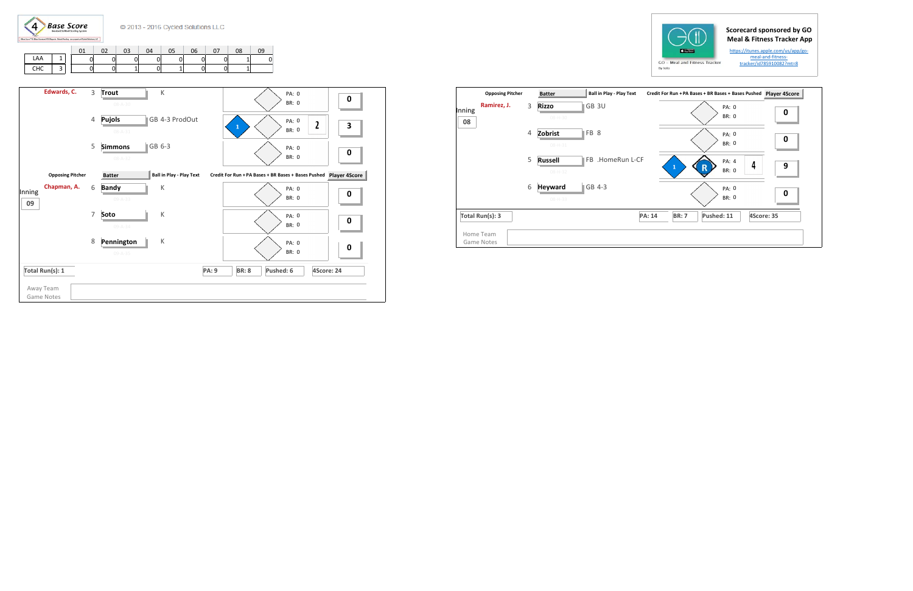4 Base Score

© 2013 - 2016 Cycled Solutions LLC

| | | 01 | 02 | 03 | 04 | 05 | 06 | 07 | 08 | 09 |
|---|---|---|---|---|---|---|---|---|---|---|
| LAA | 1 | 0 | 0 | 0 | 0 | 0 | 0 | 0 | 1 | 0 |
| CHC | 3 | 0 | 0 | 1 | 0 | 1 | 0 | 0 | 1 | |

Scorecard sponsored by GO Meal & Fitness Tracker App

https://itunes.apple.com/us/app/go-meal-and-fitness-tracker/id785910082?mt=8

GO - Meal and Fitness Tracker

## Away Team — Inning 09

| Opposing Pitcher | # | Batter | Ball in Play - Play Text | Credit For Run + PA Bases + BR Bases + Bases Pushed | PA | BR | Player 4Score |
|---|---|---|---|---|---|---|---|
| Edwards, C. | 3 | Trout | K | | 0 | 0 | 0 |
| | 4 | Pujols | GB 4-3 ProdOut | 1, 2 | 0 | 0 | 3 |
| | 5 | Simmons | GB 6-3 | | 0 | 0 | 0 |
| Chapman, A. | 6 | Bandy | K | | 0 | 0 | 0 |
| | 7 | Soto | K | | 0 | 0 | 0 |
| | 8 | Pennington | K | | 0 | 0 | 0 |

Total Run(s): 1 | PA: 9 | BR: 8 | Pushed: 6 | 4Score: 24

Away Team Game Notes

## Home Team — Inning 08

| Opposing Pitcher | # | Batter | Ball in Play - Play Text | Credit For Run + PA Bases + BR Bases + Bases Pushed | PA | BR | Player 4Score |
|---|---|---|---|---|---|---|---|
| Ramirez, J. | 3 | Rizzo | GB 3U | | 0 | 0 | 0 |
| | 4 | Zobrist | FB 8 | | 0 | 0 | 0 |
| | 5 | Russell | FB .HomeRun L-CF | 1, R, 4 | 4 | 0 | 9 |
| | 6 | Heyward | GB 4-3 | | 0 | 0 | 0 |

Total Run(s): 3 | PA: 14 | BR: 7 | Pushed: 11 | 4Score: 35

Home Team Game Notes